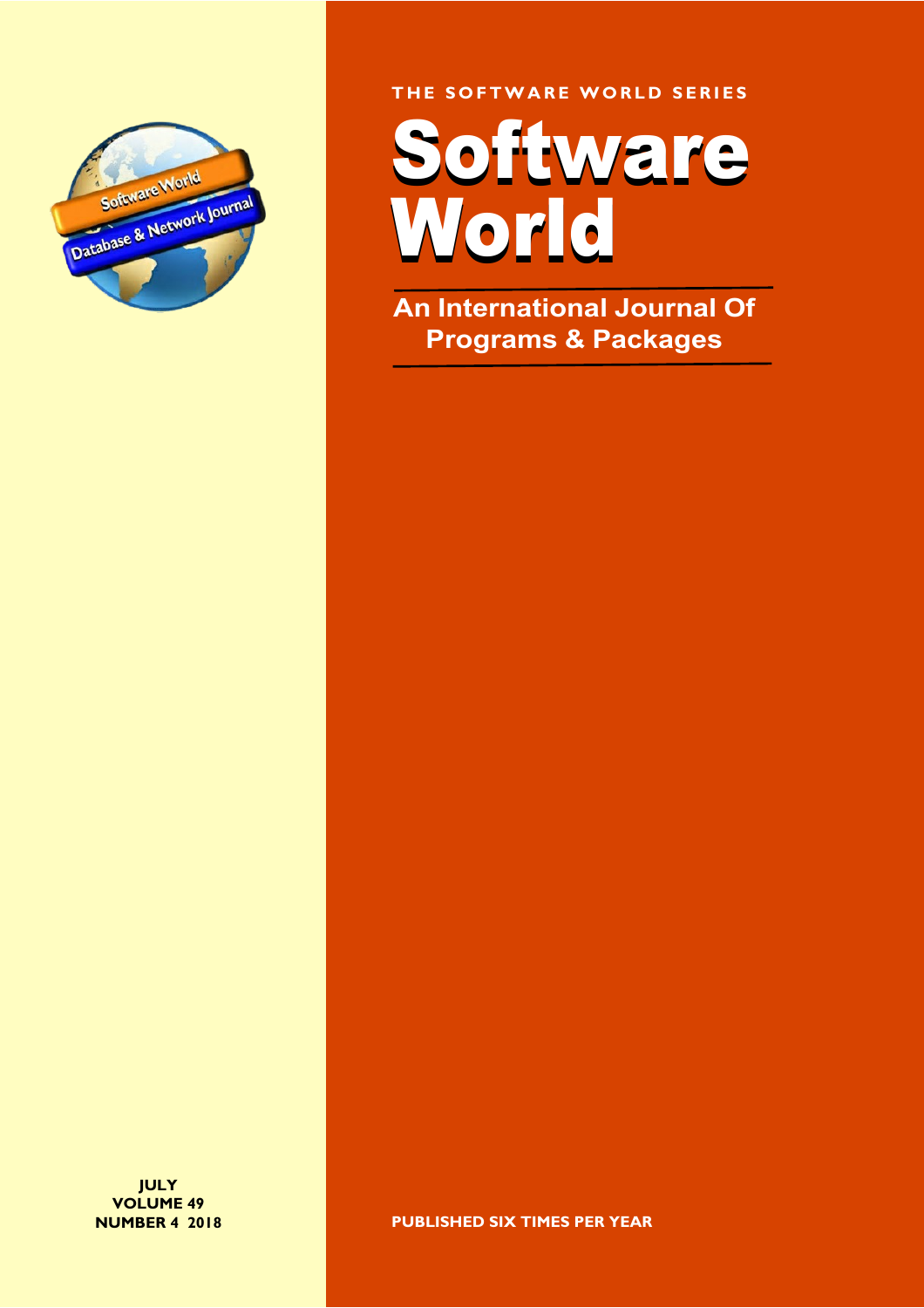THE SOFTWARE WORLD SERIES

# Software World

## An International Journal Of Programs & Packages

Software World
Database & Network Journal

JULY
VOLUME 49
NUMBER 4 2018

PUBLISHED SIX TIMES PER YEAR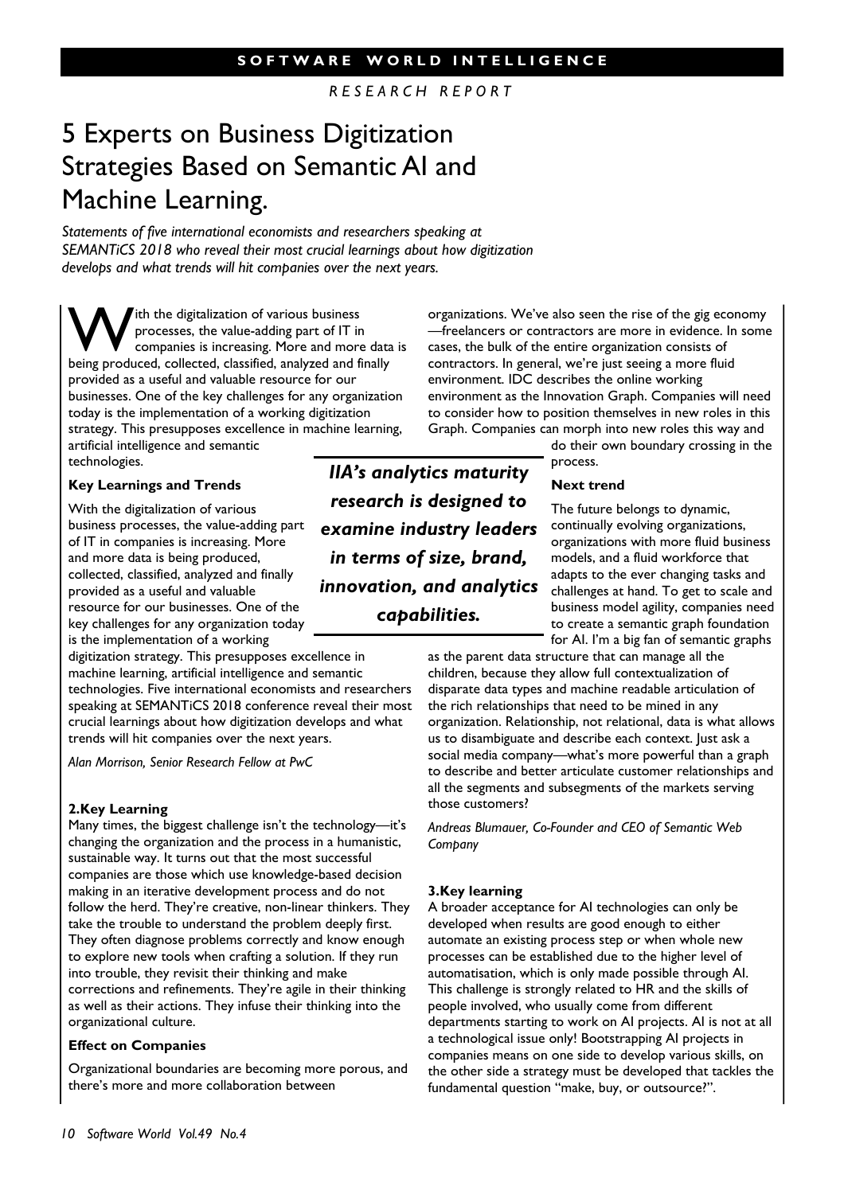# 5 Experts on Business Digitization Strategies Based on Semantic AI and Machine Learning.

*Statements of five international economists and researchers speaking at SEMANTiCS 2018 who reveal their most crucial learnings about how digitization develops and what trends will hit companies over the next years.*

With the digitalization of various business processes, the value-adding part of IT in companies is increasing. More and more data is being produced, collected, classified, analyzed and finally provided as a useful and valuable resource for our businesses. One of the key challenges for any organization today is the implementation of a working digitization strategy. This presupposes excellence in machine learning, artificial intelligence and semantic technologies.

### Key Learnings and Trends

With the digitalization of various business processes, the value-adding part of IT in companies is increasing. More and more data is being produced, collected, classified, analyzed and finally provided as a useful and valuable resource for our businesses. One of the key challenges for any organization today is the implementation of a working digitization strategy. This presupposes excellence in machine learning, artificial intelligence and semantic technologies. Five international economists and researchers speaking at SEMANTiCS 2018 conference reveal their most crucial learnings about how digitization develops and what trends will hit companies over the next years.

*Alan Morrison, Senior Research Fellow at PwC*

### 2.Key Learning

Many times, the biggest challenge isn't the technology—it's changing the organization and the process in a humanistic, sustainable way. It turns out that the most successful companies are those which use knowledge-based decision making in an iterative development process and do not follow the herd. They're creative, non-linear thinkers. They take the trouble to understand the problem deeply first. They often diagnose problems correctly and know enough to explore new tools when crafting a solution. If they run into trouble, they revisit their thinking and make corrections and refinements. They're agile in their thinking as well as their actions. They infuse their thinking into the organizational culture.

### Effect on Companies

Organizational boundaries are becoming more porous, and there's more and more collaboration between organizations. We've also seen the rise of the gig economy —freelancers or contractors are more in evidence. In some cases, the bulk of the entire organization consists of contractors. In general, we're just seeing a more fluid environment. IDC describes the online working environment as the Innovation Graph. Companies will need to consider how to position themselves in new roles in this Graph. Companies can morph into new roles this way and do their own boundary crossing in the process.

> ***IIA's analytics maturity research is designed to examine industry leaders in terms of size, brand, innovation, and analytics capabilities.***

### Next trend

The future belongs to dynamic, continually evolving organizations, organizations with more fluid business models, and a fluid workforce that adapts to the ever changing tasks and challenges at hand. To get to scale and business model agility, companies need to create a semantic graph foundation for AI. I'm a big fan of semantic graphs as the parent data structure that can manage all the children, because they allow full contextualization of disparate data types and machine readable articulation of the rich relationships that need to be mined in any organization. Relationship, not relational, data is what allows us to disambiguate and describe each context. Just ask a social media company—what's more powerful than a graph to describe and better articulate customer relationships and all the segments and subsegments of the markets serving those customers?

*Andreas Blumauer, Co-Founder and CEO of Semantic Web Company*

### 3.Key learning

A broader acceptance for AI technologies can only be developed when results are good enough to either automate an existing process step or when whole new processes can be established due to the higher level of automatisation, which is only made possible through AI. This challenge is strongly related to HR and the skills of people involved, who usually come from different departments starting to work on AI projects. AI is not at all a technological issue only! Bootstrapping AI projects in companies means on one side to develop various skills, on the other side a strategy must be developed that tackles the fundamental question "make, buy, or outsource?".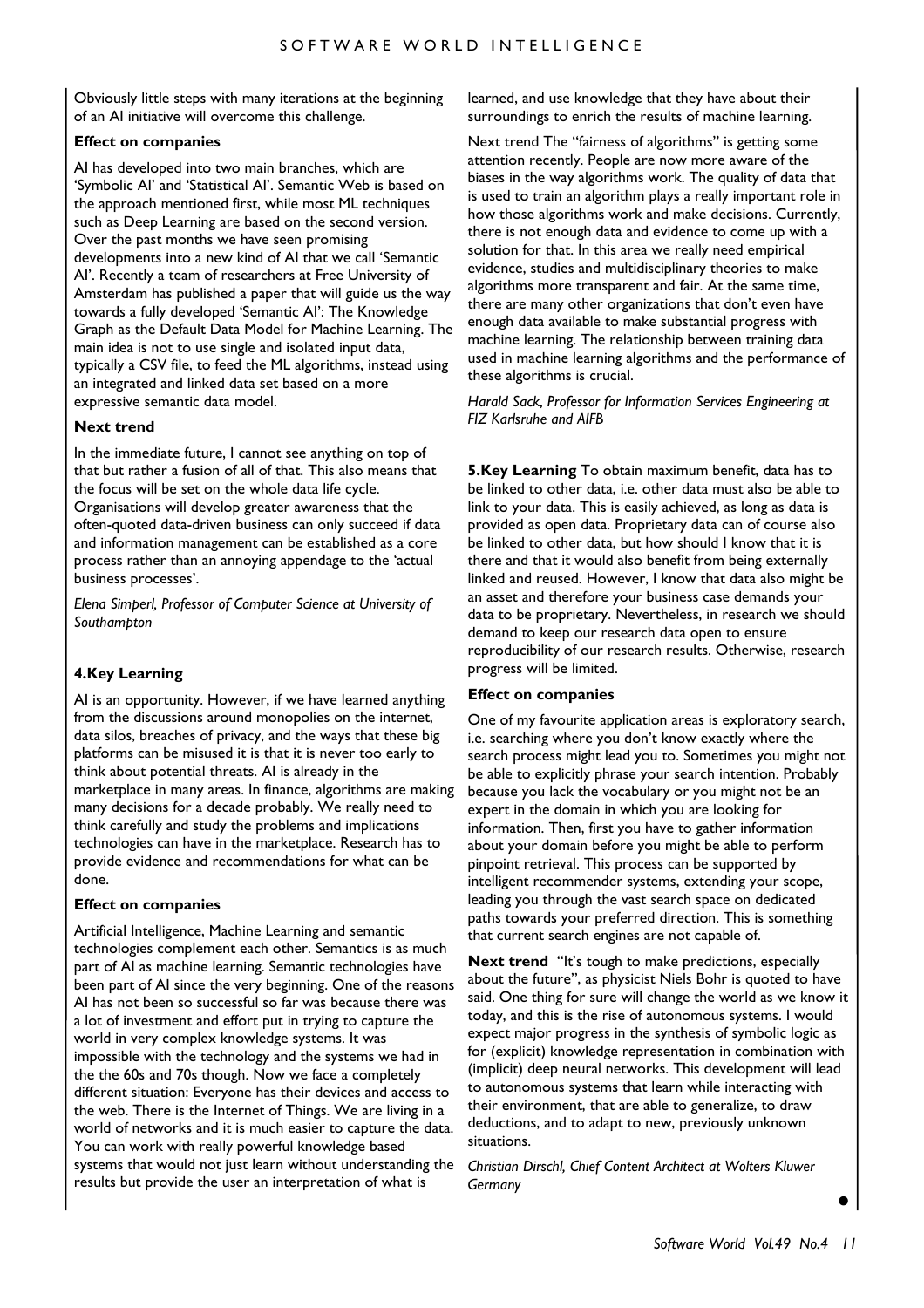Obviously little steps with many iterations at the beginning of an AI initiative will overcome this challenge.

**Effect on companies**

AI has developed into two main branches, which are 'Symbolic AI' and 'Statistical AI'. Semantic Web is based on the approach mentioned first, while most ML techniques such as Deep Learning are based on the second version. Over the past months we have seen promising developments into a new kind of AI that we call 'Semantic AI'. Recently a team of researchers at Free University of Amsterdam has published a paper that will guide us the way towards a fully developed 'Semantic AI': The Knowledge Graph as the Default Data Model for Machine Learning. The main idea is not to use single and isolated input data, typically a CSV file, to feed the ML algorithms, instead using an integrated and linked data set based on a more expressive semantic data model.

**Next trend**

In the immediate future, I cannot see anything on top of that but rather a fusion of all of that. This also means that the focus will be set on the whole data life cycle. Organisations will develop greater awareness that the often-quoted data-driven business can only succeed if data and information management can be established as a core process rather than an annoying appendage to the 'actual business processes'.

*Elena Simperl, Professor of Computer Science at University of Southampton*

**4.Key Learning**

AI is an opportunity. However, if we have learned anything from the discussions around monopolies on the internet, data silos, breaches of privacy, and the ways that these big platforms can be misused it is that it is never too early to think about potential threats. AI is already in the marketplace in many areas. In finance, algorithms are making many decisions for a decade probably. We really need to think carefully and study the problems and implications technologies can have in the marketplace. Research has to provide evidence and recommendations for what can be done.

**Effect on companies**

Artificial Intelligence, Machine Learning and semantic technologies complement each other. Semantics is as much part of AI as machine learning. Semantic technologies have been part of AI since the very beginning. One of the reasons AI has not been so successful so far was because there was a lot of investment and effort put in trying to capture the world in very complex knowledge systems. It was impossible with the technology and the systems we had in the the 60s and 70s though. Now we face a completely different situation: Everyone has their devices and access to the web. There is the Internet of Things. We are living in a world of networks and it is much easier to capture the data. You can work with really powerful knowledge based systems that would not just learn without understanding the results but provide the user an interpretation of what is learned, and use knowledge that they have about their surroundings to enrich the results of machine learning.

Next trend The "fairness of algorithms" is getting some attention recently. People are now more aware of the biases in the way algorithms work. The quality of data that is used to train an algorithm plays a really important role in how those algorithms work and make decisions. Currently, there is not enough data and evidence to come up with a solution for that. In this area we really need empirical evidence, studies and multidisciplinary theories to make algorithms more transparent and fair. At the same time, there are many other organizations that don't even have enough data available to make substantial progress with machine learning. The relationship between training data used in machine learning algorithms and the performance of these algorithms is crucial.

*Harald Sack, Professor for Information Services Engineering at FIZ Karlsruhe and AIFB*

**5.Key Learning** To obtain maximum benefit, data has to be linked to other data, i.e. other data must also be able to link to your data. This is easily achieved, as long as data is provided as open data. Proprietary data can of course also be linked to other data, but how should I know that it is there and that it would also benefit from being externally linked and reused. However, I know that data also might be an asset and therefore your business case demands your data to be proprietary. Nevertheless, in research we should demand to keep our research data open to ensure reproducibility of our research results. Otherwise, research progress will be limited.

**Effect on companies**

One of my favourite application areas is exploratory search, i.e. searching where you don't know exactly where the search process might lead you to. Sometimes you might not be able to explicitly phrase your search intention. Probably because you lack the vocabulary or you might not be an expert in the domain in which you are looking for information. Then, first you have to gather information about your domain before you might be able to perform pinpoint retrieval. This process can be supported by intelligent recommender systems, extending your scope, leading you through the vast search space on dedicated paths towards your preferred direction. This is something that current search engines are not capable of.

**Next trend** "It's tough to make predictions, especially about the future", as physicist Niels Bohr is quoted to have said. One thing for sure will change the world as we know it today, and this is the rise of autonomous systems. I would expect major progress in the synthesis of symbolic logic as for (explicit) knowledge representation in combination with (implicit) deep neural networks. This development will lead to autonomous systems that learn while interacting with their environment, that are able to generalize, to draw deductions, and to adapt to new, previously unknown situations.

*Christian Dirschl, Chief Content Architect at Wolters Kluwer Germany*